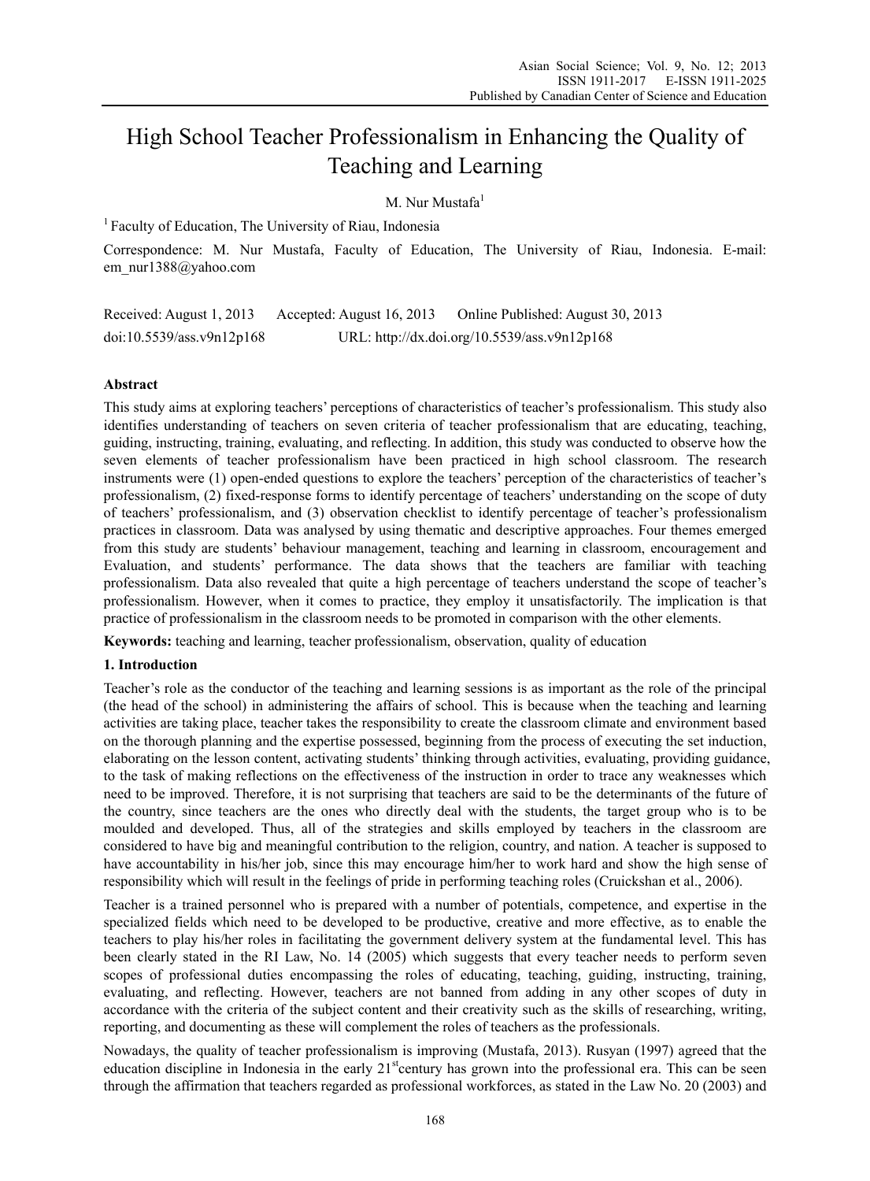# High School Teacher Professionalism in Enhancing the Quality of Teaching and Learning

M. Nur Mustafa[1]

[1] Faculty of Education, The University of Riau, Indonesia

Correspondence: M. Nur Mustafa, Faculty of Education, The University of Riau, Indonesia. E-mail: em_nur1388@yahoo.com

Received: August 1, 2013 Accepted: August 16, 2013 Online Published: August 30, 2013

doi:10.5539/ass.v9n12p168 URL: http://dx.doi.org/10.5539/ass.v9n12p168

## Abstract

This study aims at exploring teachers' perceptions of characteristics of teacher's professionalism. This study also identifies understanding of teachers on seven criteria of teacher professionalism that are educating, teaching, guiding, instructing, training, evaluating, and reflecting. In addition, this study was conducted to observe how the seven elements of teacher professionalism have been practiced in high school classroom. The research instruments were (1) open-ended questions to explore the teachers' perception of the characteristics of teacher's professionalism, (2) fixed-response forms to identify percentage of teachers' understanding on the scope of duty of teachers' professionalism, and (3) observation checklist to identify percentage of teacher's professionalism practices in classroom. Data was analysed by using thematic and descriptive approaches. Four themes emerged from this study are students' behaviour management, teaching and learning in classroom, encouragement and Evaluation, and students' performance. The data shows that the teachers are familiar with teaching professionalism. Data also revealed that quite a high percentage of teachers understand the scope of teacher's professionalism. However, when it comes to practice, they employ it unsatisfactorily. The implication is that practice of professionalism in the classroom needs to be promoted in comparison with the other elements.

**Keywords:** teaching and learning, teacher professionalism, observation, quality of education

## 1. Introduction

Teacher's role as the conductor of the teaching and learning sessions is as important as the role of the principal (the head of the school) in administering the affairs of school. This is because when the teaching and learning activities are taking place, teacher takes the responsibility to create the classroom climate and environment based on the thorough planning and the expertise possessed, beginning from the process of executing the set induction, elaborating on the lesson content, activating students' thinking through activities, evaluating, providing guidance, to the task of making reflections on the effectiveness of the instruction in order to trace any weaknesses which need to be improved. Therefore, it is not surprising that teachers are said to be the determinants of the future of the country, since teachers are the ones who directly deal with the students, the target group who is to be moulded and developed. Thus, all of the strategies and skills employed by teachers in the classroom are considered to have big and meaningful contribution to the religion, country, and nation. A teacher is supposed to have accountability in his/her job, since this may encourage him/her to work hard and show the high sense of responsibility which will result in the feelings of pride in performing teaching roles (Cruickshan et al., 2006).

Teacher is a trained personnel who is prepared with a number of potentials, competence, and expertise in the specialized fields which need to be developed to be productive, creative and more effective, as to enable the teachers to play his/her roles in facilitating the government delivery system at the fundamental level. This has been clearly stated in the RI Law, No. 14 (2005) which suggests that every teacher needs to perform seven scopes of professional duties encompassing the roles of educating, teaching, guiding, instructing, training, evaluating, and reflecting. However, teachers are not banned from adding in any other scopes of duty in accordance with the criteria of the subject content and their creativity such as the skills of researching, writing, reporting, and documenting as these will complement the roles of teachers as the professionals.

Nowadays, the quality of teacher professionalism is improving (Mustafa, 2013). Rusyan (1997) agreed that the education discipline in Indonesia in the early 21st century has grown into the professional era. This can be seen through the affirmation that teachers regarded as professional workforces, as stated in the Law No. 20 (2003) and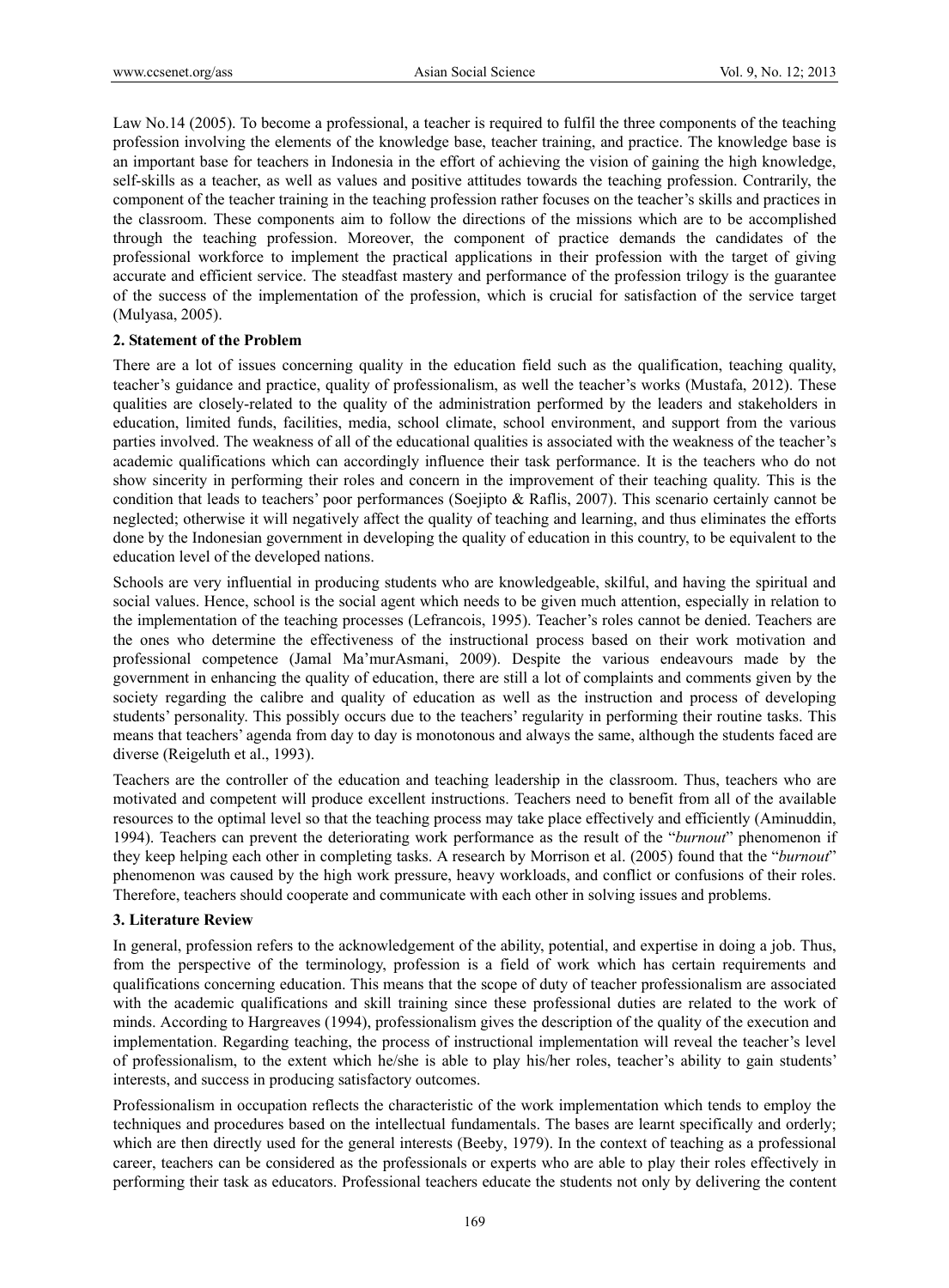Law No.14 (2005). To become a professional, a teacher is required to fulfil the three components of the teaching profession involving the elements of the knowledge base, teacher training, and practice. The knowledge base is an important base for teachers in Indonesia in the effort of achieving the vision of gaining the high knowledge, self-skills as a teacher, as well as values and positive attitudes towards the teaching profession. Contrarily, the component of the teacher training in the teaching profession rather focuses on the teacher's skills and practices in the classroom. These components aim to follow the directions of the missions which are to be accomplished through the teaching profession. Moreover, the component of practice demands the candidates of the professional workforce to implement the practical applications in their profession with the target of giving accurate and efficient service. The steadfast mastery and performance of the profession trilogy is the guarantee of the success of the implementation of the profession, which is crucial for satisfaction of the service target (Mulyasa, 2005).

## 2. Statement of the Problem

There are a lot of issues concerning quality in the education field such as the qualification, teaching quality, teacher's guidance and practice, quality of professionalism, as well the teacher's works (Mustafa, 2012). These qualities are closely-related to the quality of the administration performed by the leaders and stakeholders in education, limited funds, facilities, media, school climate, school environment, and support from the various parties involved. The weakness of all of the educational qualities is associated with the weakness of the teacher's academic qualifications which can accordingly influence their task performance. It is the teachers who do not show sincerity in performing their roles and concern in the improvement of their teaching quality. This is the condition that leads to teachers' poor performances (Soejipto & Raflis, 2007). This scenario certainly cannot be neglected; otherwise it will negatively affect the quality of teaching and learning, and thus eliminates the efforts done by the Indonesian government in developing the quality of education in this country, to be equivalent to the education level of the developed nations.

Schools are very influential in producing students who are knowledgeable, skilful, and having the spiritual and social values. Hence, school is the social agent which needs to be given much attention, especially in relation to the implementation of the teaching processes (Lefrancois, 1995). Teacher's roles cannot be denied. Teachers are the ones who determine the effectiveness of the instructional process based on their work motivation and professional competence (Jamal Ma'murAsmani, 2009). Despite the various endeavours made by the government in enhancing the quality of education, there are still a lot of complaints and comments given by the society regarding the calibre and quality of education as well as the instruction and process of developing students' personality. This possibly occurs due to the teachers' regularity in performing their routine tasks. This means that teachers' agenda from day to day is monotonous and always the same, although the students faced are diverse (Reigeluth et al., 1993).

Teachers are the controller of the education and teaching leadership in the classroom. Thus, teachers who are motivated and competent will produce excellent instructions. Teachers need to benefit from all of the available resources to the optimal level so that the teaching process may take place effectively and efficiently (Aminuddin, 1994). Teachers can prevent the deteriorating work performance as the result of the "*burnout*" phenomenon if they keep helping each other in completing tasks. A research by Morrison et al. (2005) found that the "*burnout*" phenomenon was caused by the high work pressure, heavy workloads, and conflict or confusions of their roles. Therefore, teachers should cooperate and communicate with each other in solving issues and problems.

## 3. Literature Review

In general, profession refers to the acknowledgement of the ability, potential, and expertise in doing a job. Thus, from the perspective of the terminology, profession is a field of work which has certain requirements and qualifications concerning education. This means that the scope of duty of teacher professionalism are associated with the academic qualifications and skill training since these professional duties are related to the work of minds. According to Hargreaves (1994), professionalism gives the description of the quality of the execution and implementation. Regarding teaching, the process of instructional implementation will reveal the teacher's level of professionalism, to the extent which he/she is able to play his/her roles, teacher's ability to gain students' interests, and success in producing satisfactory outcomes.

Professionalism in occupation reflects the characteristic of the work implementation which tends to employ the techniques and procedures based on the intellectual fundamentals. The bases are learnt specifically and orderly; which are then directly used for the general interests (Beeby, 1979). In the context of teaching as a professional career, teachers can be considered as the professionals or experts who are able to play their roles effectively in performing their task as educators. Professional teachers educate the students not only by delivering the content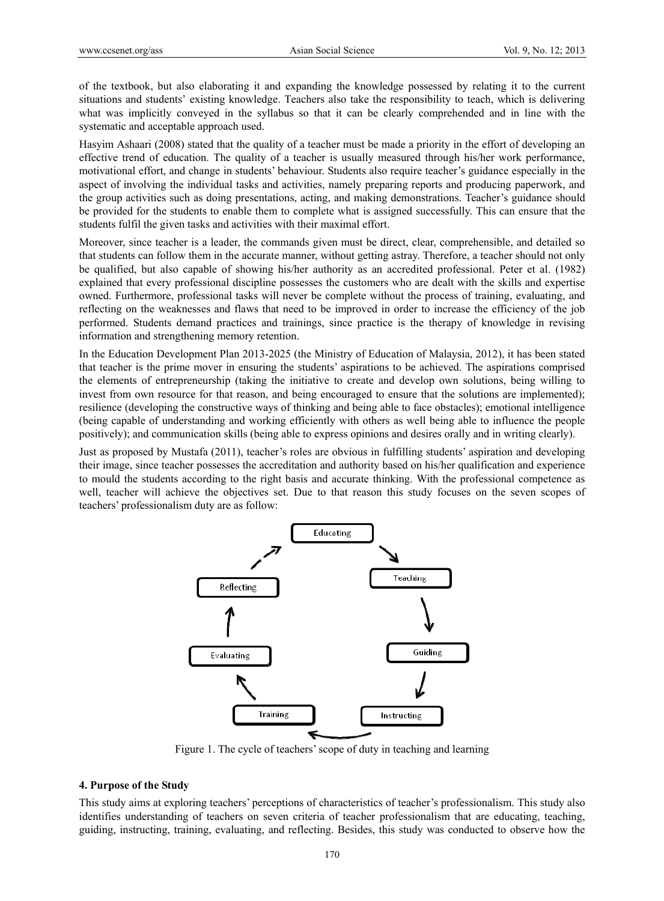of the textbook, but also elaborating it and expanding the knowledge possessed by relating it to the current situations and students' existing knowledge. Teachers also take the responsibility to teach, which is delivering what was implicitly conveyed in the syllabus so that it can be clearly comprehended and in line with the systematic and acceptable approach used.

Hasyim Ashaari (2008) stated that the quality of a teacher must be made a priority in the effort of developing an effective trend of education. The quality of a teacher is usually measured through his/her work performance, motivational effort, and change in students' behaviour. Students also require teacher's guidance especially in the aspect of involving the individual tasks and activities, namely preparing reports and producing paperwork, and the group activities such as doing presentations, acting, and making demonstrations. Teacher's guidance should be provided for the students to enable them to complete what is assigned successfully. This can ensure that the students fulfil the given tasks and activities with their maximal effort.

Moreover, since teacher is a leader, the commands given must be direct, clear, comprehensible, and detailed so that students can follow them in the accurate manner, without getting astray. Therefore, a teacher should not only be qualified, but also capable of showing his/her authority as an accredited professional. Peter et al. (1982) explained that every professional discipline possesses the customers who are dealt with the skills and expertise owned. Furthermore, professional tasks will never be complete without the process of training, evaluating, and reflecting on the weaknesses and flaws that need to be improved in order to increase the efficiency of the job performed. Students demand practices and trainings, since practice is the therapy of knowledge in revising information and strengthening memory retention.

In the Education Development Plan 2013-2025 (the Ministry of Education of Malaysia, 2012), it has been stated that teacher is the prime mover in ensuring the students' aspirations to be achieved. The aspirations comprised the elements of entrepreneurship (taking the initiative to create and develop own solutions, being willing to invest from own resource for that reason, and being encouraged to ensure that the solutions are implemented); resilience (developing the constructive ways of thinking and being able to face obstacles); emotional intelligence (being capable of understanding and working efficiently with others as well being able to influence the people positively); and communication skills (being able to express opinions and desires orally and in writing clearly).

Just as proposed by Mustafa (2011), teacher's roles are obvious in fulfilling students' aspiration and developing their image, since teacher possesses the accreditation and authority based on his/her qualification and experience to mould the students according to the right basis and accurate thinking. With the professional competence as well, teacher will achieve the objectives set. Due to that reason this study focuses on the seven scopes of teachers' professionalism duty are as follow:

Educating → Teaching → Guiding → Instructing → Training → Evaluating → Reflecting → (Educating)

Figure 1. The cycle of teachers' scope of duty in teaching and learning

## 4. Purpose of the Study

This study aims at exploring teachers' perceptions of characteristics of teacher's professionalism. This study also identifies understanding of teachers on seven criteria of teacher professionalism that are educating, teaching, guiding, instructing, training, evaluating, and reflecting. Besides, this study was conducted to observe how the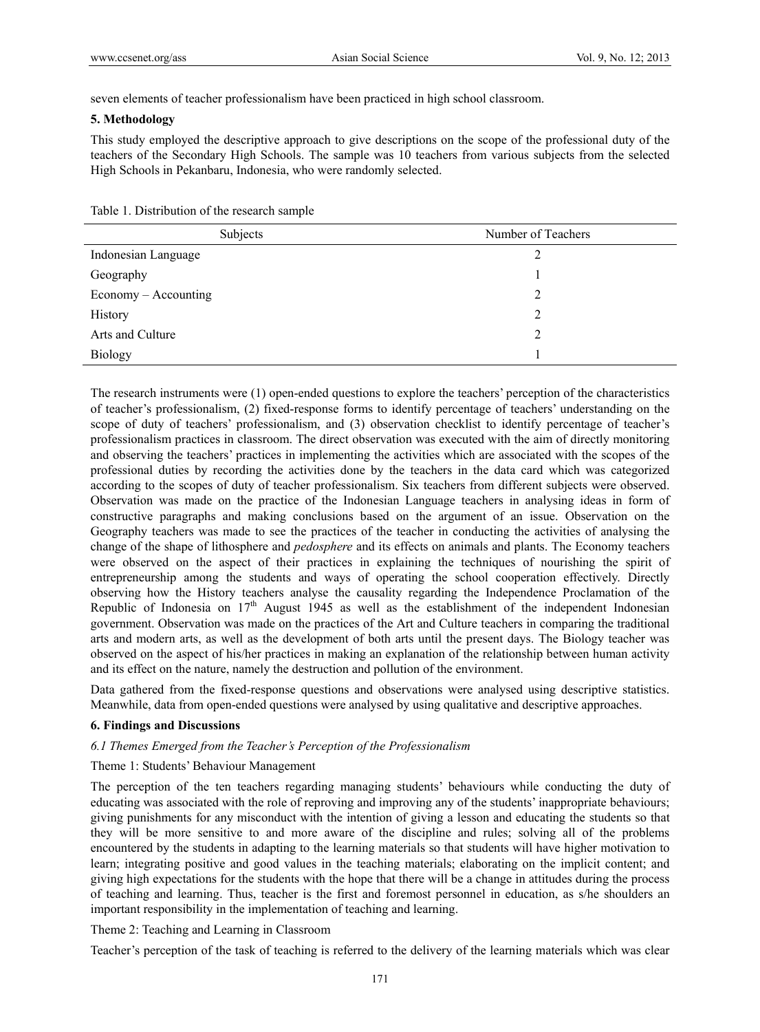seven elements of teacher professionalism have been practiced in high school classroom.

## 5. Methodology

This study employed the descriptive approach to give descriptions on the scope of the professional duty of the teachers of the Secondary High Schools. The sample was 10 teachers from various subjects from the selected High Schools in Pekanbaru, Indonesia, who were randomly selected.

Table 1. Distribution of the research sample

| Subjects | Number of Teachers |
|---|---|
| Indonesian Language | 2 |
| Geography | 1 |
| Economy – Accounting | 2 |
| History | 2 |
| Arts and Culture | 2 |
| Biology | 1 |

The research instruments were (1) open-ended questions to explore the teachers' perception of the characteristics of teacher's professionalism, (2) fixed-response forms to identify percentage of teachers' understanding on the scope of duty of teachers' professionalism, and (3) observation checklist to identify percentage of teacher's professionalism practices in classroom. The direct observation was executed with the aim of directly monitoring and observing the teachers' practices in implementing the activities which are associated with the scopes of the professional duties by recording the activities done by the teachers in the data card which was categorized according to the scopes of duty of teacher professionalism. Six teachers from different subjects were observed. Observation was made on the practice of the Indonesian Language teachers in analysing ideas in form of constructive paragraphs and making conclusions based on the argument of an issue. Observation on the Geography teachers was made to see the practices of the teacher in conducting the activities of analysing the change of the shape of lithosphere and *pedosphere* and its effects on animals and plants. The Economy teachers were observed on the aspect of their practices in explaining the techniques of nourishing the spirit of entrepreneurship among the students and ways of operating the school cooperation effectively. Directly observing how the History teachers analyse the causality regarding the Independence Proclamation of the Republic of Indonesia on 17th August 1945 as well as the establishment of the independent Indonesian government. Observation was made on the practices of the Art and Culture teachers in comparing the traditional arts and modern arts, as well as the development of both arts until the present days. The Biology teacher was observed on the aspect of his/her practices in making an explanation of the relationship between human activity and its effect on the nature, namely the destruction and pollution of the environment.

Data gathered from the fixed-response questions and observations were analysed using descriptive statistics. Meanwhile, data from open-ended questions were analysed by using qualitative and descriptive approaches.

## 6. Findings and Discussions

### *6.1 Themes Emerged from the Teacher's Perception of the Professionalism*

Theme 1: Students' Behaviour Management

The perception of the ten teachers regarding managing students' behaviours while conducting the duty of educating was associated with the role of reproving and improving any of the students' inappropriate behaviours; giving punishments for any misconduct with the intention of giving a lesson and educating the students so that they will be more sensitive to and more aware of the discipline and rules; solving all of the problems encountered by the students in adapting to the learning materials so that students will have higher motivation to learn; integrating positive and good values in the teaching materials; elaborating on the implicit content; and giving high expectations for the students with the hope that there will be a change in attitudes during the process of teaching and learning. Thus, teacher is the first and foremost personnel in education, as s/he shoulders an important responsibility in the implementation of teaching and learning.

Theme 2: Teaching and Learning in Classroom

Teacher's perception of the task of teaching is referred to the delivery of the learning materials which was clear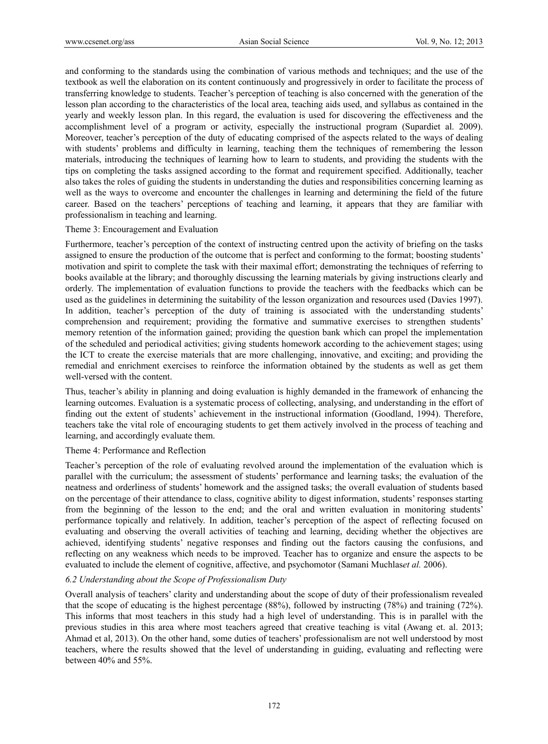and conforming to the standards using the combination of various methods and techniques; and the use of the textbook as well the elaboration on its content continuously and progressively in order to facilitate the process of transferring knowledge to students. Teacher's perception of teaching is also concerned with the generation of the lesson plan according to the characteristics of the local area, teaching aids used, and syllabus as contained in the yearly and weekly lesson plan. In this regard, the evaluation is used for discovering the effectiveness and the accomplishment level of a program or activity, especially the instructional program (Supardiet al. 2009). Moreover, teacher's perception of the duty of educating comprised of the aspects related to the ways of dealing with students' problems and difficulty in learning, teaching them the techniques of remembering the lesson materials, introducing the techniques of learning how to learn to students, and providing the students with the tips on completing the tasks assigned according to the format and requirement specified. Additionally, teacher also takes the roles of guiding the students in understanding the duties and responsibilities concerning learning as well as the ways to overcome and encounter the challenges in learning and determining the field of the future career. Based on the teachers' perceptions of teaching and learning, it appears that they are familiar with professionalism in teaching and learning.

Theme 3: Encouragement and Evaluation

Furthermore, teacher's perception of the context of instructing centred upon the activity of briefing on the tasks assigned to ensure the production of the outcome that is perfect and conforming to the format; boosting students' motivation and spirit to complete the task with their maximal effort; demonstrating the techniques of referring to books available at the library; and thoroughly discussing the learning materials by giving instructions clearly and orderly. The implementation of evaluation functions to provide the teachers with the feedbacks which can be used as the guidelines in determining the suitability of the lesson organization and resources used (Davies 1997). In addition, teacher's perception of the duty of training is associated with the understanding students' comprehension and requirement; providing the formative and summative exercises to strengthen students' memory retention of the information gained; providing the question bank which can propel the implementation of the scheduled and periodical activities; giving students homework according to the achievement stages; using the ICT to create the exercise materials that are more challenging, innovative, and exciting; and providing the remedial and enrichment exercises to reinforce the information obtained by the students as well as get them well-versed with the content.

Thus, teacher's ability in planning and doing evaluation is highly demanded in the framework of enhancing the learning outcomes. Evaluation is a systematic process of collecting, analysing, and understanding in the effort of finding out the extent of students' achievement in the instructional information (Goodland, 1994). Therefore, teachers take the vital role of encouraging students to get them actively involved in the process of teaching and learning, and accordingly evaluate them.

Theme 4: Performance and Reflection

Teacher's perception of the role of evaluating revolved around the implementation of the evaluation which is parallel with the curriculum; the assessment of students' performance and learning tasks; the evaluation of the neatness and orderliness of students' homework and the assigned tasks; the overall evaluation of students based on the percentage of their attendance to class, cognitive ability to digest information, students' responses starting from the beginning of the lesson to the end; and the oral and written evaluation in monitoring students' performance topically and relatively. In addition, teacher's perception of the aspect of reflecting focused on evaluating and observing the overall activities of teaching and learning, deciding whether the objectives are achieved, identifying students' negative responses and finding out the factors causing the confusions, and reflecting on any weakness which needs to be improved. Teacher has to organize and ensure the aspects to be evaluated to include the element of cognitive, affective, and psychomotor (Samani Muchlas*et al.* 2006).

### *6.2 Understanding about the Scope of Professionalism Duty*

Overall analysis of teachers' clarity and understanding about the scope of duty of their professionalism revealed that the scope of educating is the highest percentage (88%), followed by instructing (78%) and training (72%). This informs that most teachers in this study had a high level of understanding. This is in parallel with the previous studies in this area where most teachers agreed that creative teaching is vital (Awang et. al. 2013; Ahmad et al, 2013). On the other hand, some duties of teachers' professionalism are not well understood by most teachers, where the results showed that the level of understanding in guiding, evaluating and reflecting were between 40% and 55%.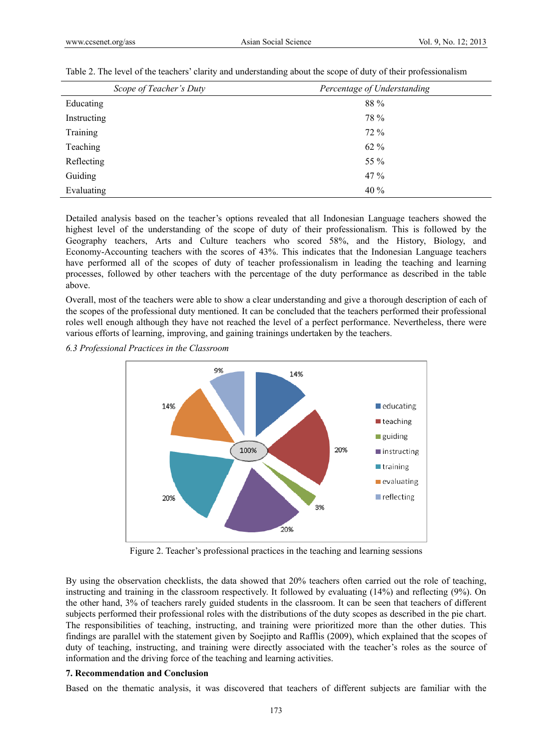Table 2. The level of the teachers' clarity and understanding about the scope of duty of their professionalism

| *Scope of Teacher's Duty* | *Percentage of Understanding* |
|---|---|
| Educating | 88 % |
| Instructing | 78 % |
| Training | 72 % |
| Teaching | 62 % |
| Reflecting | 55 % |
| Guiding | 47 % |
| Evaluating | 40 % |

Detailed analysis based on the teacher's options revealed that all Indonesian Language teachers showed the highest level of the understanding of the scope of duty of their professionalism. This is followed by the Geography teachers, Arts and Culture teachers who scored 58%, and the History, Biology, and Economy-Accounting teachers with the scores of 43%. This indicates that the Indonesian Language teachers have performed all of the scopes of duty of teacher professionalism in leading the teaching and learning processes, followed by other teachers with the percentage of the duty performance as described in the table above.

Overall, most of the teachers were able to show a clear understanding and give a thorough description of each of the scopes of the professional duty mentioned. It can be concluded that the teachers performed their professional roles well enough although they have not reached the level of a perfect performance. Nevertheless, there were various efforts of learning, improving, and gaining trainings undertaken by the teachers.

### *6.3 Professional Practices in the Classroom*

Figure 2. Teacher's professional practices in the teaching and learning sessions

By using the observation checklists, the data showed that 20% teachers often carried out the role of teaching, instructing and training in the classroom respectively. It followed by evaluating (14%) and reflecting (9%). On the other hand, 3% of teachers rarely guided students in the classroom. It can be seen that teachers of different subjects performed their professional roles with the distributions of the duty scopes as described in the pie chart. The responsibilities of teaching, instructing, and training were prioritized more than the other duties. This findings are parallel with the statement given by Soejipto and Rafflis (2009), which explained that the scopes of duty of teaching, instructing, and training were directly associated with the teacher's roles as the source of information and the driving force of the teaching and learning activities.

## 7. Recommendation and Conclusion

Based on the thematic analysis, it was discovered that teachers of different subjects are familiar with the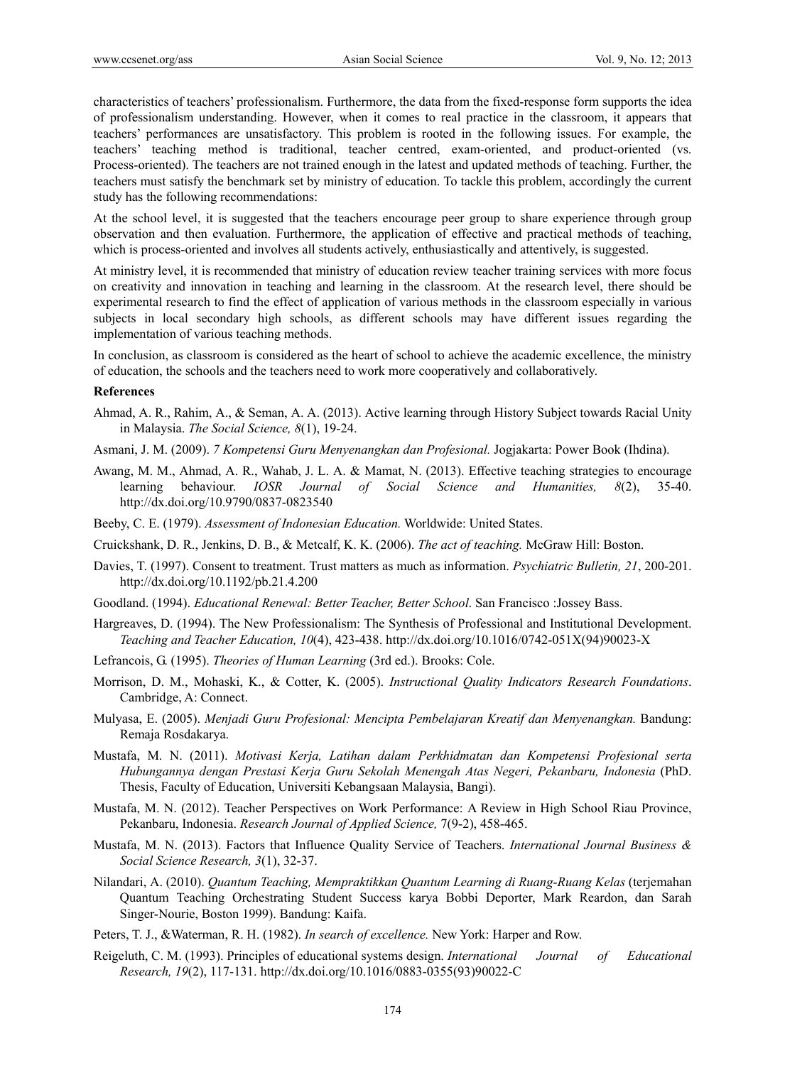characteristics of teachers' professionalism. Furthermore, the data from the fixed-response form supports the idea of professionalism understanding. However, when it comes to real practice in the classroom, it appears that teachers' performances are unsatisfactory. This problem is rooted in the following issues. For example, the teachers' teaching method is traditional, teacher centred, exam-oriented, and product-oriented (vs. Process-oriented). The teachers are not trained enough in the latest and updated methods of teaching. Further, the teachers must satisfy the benchmark set by ministry of education. To tackle this problem, accordingly the current study has the following recommendations:

At the school level, it is suggested that the teachers encourage peer group to share experience through group observation and then evaluation. Furthermore, the application of effective and practical methods of teaching, which is process-oriented and involves all students actively, enthusiastically and attentively, is suggested.

At ministry level, it is recommended that ministry of education review teacher training services with more focus on creativity and innovation in teaching and learning in the classroom. At the research level, there should be experimental research to find the effect of application of various methods in the classroom especially in various subjects in local secondary high schools, as different schools may have different issues regarding the implementation of various teaching methods.

In conclusion, as classroom is considered as the heart of school to achieve the academic excellence, the ministry of education, the schools and the teachers need to work more cooperatively and collaboratively.

**References**

Ahmad, A. R., Rahim, A., & Seman, A. A. (2013). Active learning through History Subject towards Racial Unity in Malaysia. *The Social Science, 8*(1), 19-24.

Asmani, J. M. (2009). *7 Kompetensi Guru Menyenangkan dan Profesional.* Jogjakarta: Power Book (Ihdina).

Awang, M. M., Ahmad, A. R., Wahab, J. L. A. & Mamat, N. (2013). Effective teaching strategies to encourage learning behaviour. *IOSR Journal of Social Science and Humanities, 8*(2), 35-40. http://dx.doi.org/10.9790/0837-0823540

Beeby, C. E. (1979). *Assessment of Indonesian Education.* Worldwide: United States.

Cruickshank, D. R., Jenkins, D. B., & Metcalf, K. K. (2006). *The act of teaching.* McGraw Hill: Boston.

Davies, T. (1997). Consent to treatment. Trust matters as much as information. *Psychiatric Bulletin, 21*, 200-201. http://dx.doi.org/10.1192/pb.21.4.200

Goodland. (1994). *Educational Renewal: Better Teacher, Better School*. San Francisco :Jossey Bass.

Hargreaves, D. (1994). The New Professionalism: The Synthesis of Professional and Institutional Development. *Teaching and Teacher Education, 10*(4), 423-438. http://dx.doi.org/10.1016/0742-051X(94)90023-X

Lefrancois, G. (1995). *Theories of Human Learning* (3rd ed.). Brooks: Cole.

Morrison, D. M., Mohaski, K., & Cotter, K. (2005). *Instructional Quality Indicators Research Foundations*. Cambridge, A: Connect.

Mulyasa, E. (2005). *Menjadi Guru Profesional: Mencipta Pembelajaran Kreatif dan Menyenangkan.* Bandung: Remaja Rosdakarya.

Mustafa, M. N. (2011). *Motivasi Kerja, Latihan dalam Perkhidmatan dan Kompetensi Profesional serta Hubungannya dengan Prestasi Kerja Guru Sekolah Menengah Atas Negeri, Pekanbaru, Indonesia* (PhD. Thesis, Faculty of Education, Universiti Kebangsaan Malaysia, Bangi).

Mustafa, M. N. (2012). Teacher Perspectives on Work Performance: A Review in High School Riau Province, Pekanbaru, Indonesia. *Research Journal of Applied Science,* 7(9-2), 458-465.

Mustafa, M. N. (2013). Factors that Influence Quality Service of Teachers. *International Journal Business & Social Science Research, 3*(1), 32-37.

Nilandari, A. (2010). *Quantum Teaching, Mempraktikkan Quantum Learning di Ruang-Ruang Kelas* (terjemahan Quantum Teaching Orchestrating Student Success karya Bobbi Deporter, Mark Reardon, dan Sarah Singer-Nourie, Boston 1999). Bandung: Kaifa.

Peters, T. J., &Waterman, R. H. (1982). *In search of excellence.* New York: Harper and Row.

Reigeluth, C. M. (1993). Principles of educational systems design. *International Journal of Educational Research, 19*(2), 117-131. http://dx.doi.org/10.1016/0883-0355(93)90022-C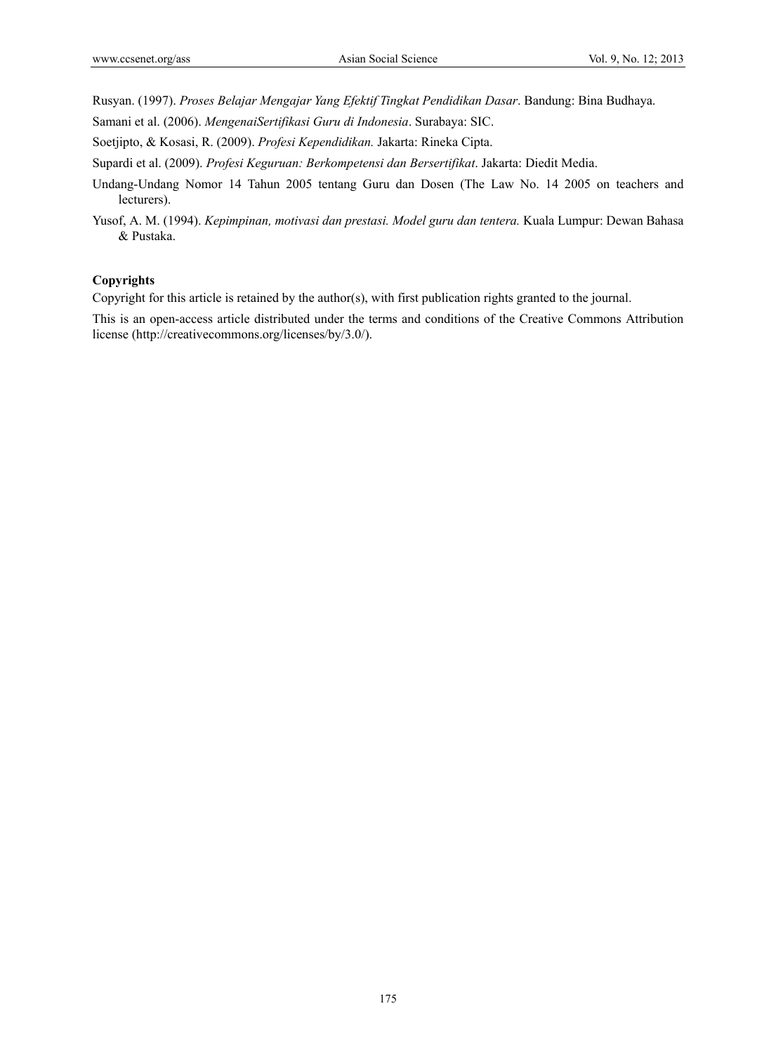Rusyan. (1997). *Proses Belajar Mengajar Yang Efektif Tingkat Pendidikan Dasar*. Bandung: Bina Budhaya.

Samani et al. (2006). *MengenaiSertifikasi Guru di Indonesia*. Surabaya: SIC.

Soetjipto, & Kosasi, R. (2009). *Profesi Kependidikan.* Jakarta: Rineka Cipta.

Supardi et al. (2009). *Profesi Keguruan: Berkompetensi dan Bersertifikat*. Jakarta: Diedit Media.

Undang-Undang Nomor 14 Tahun 2005 tentang Guru dan Dosen (The Law No. 14 2005 on teachers and lecturers).

Yusof, A. M. (1994). *Kepimpinan, motivasi dan prestasi. Model guru dan tentera.* Kuala Lumpur: Dewan Bahasa & Pustaka.

**Copyrights**

Copyright for this article is retained by the author(s), with first publication rights granted to the journal.

This is an open-access article distributed under the terms and conditions of the Creative Commons Attribution license (http://creativecommons.org/licenses/by/3.0/).